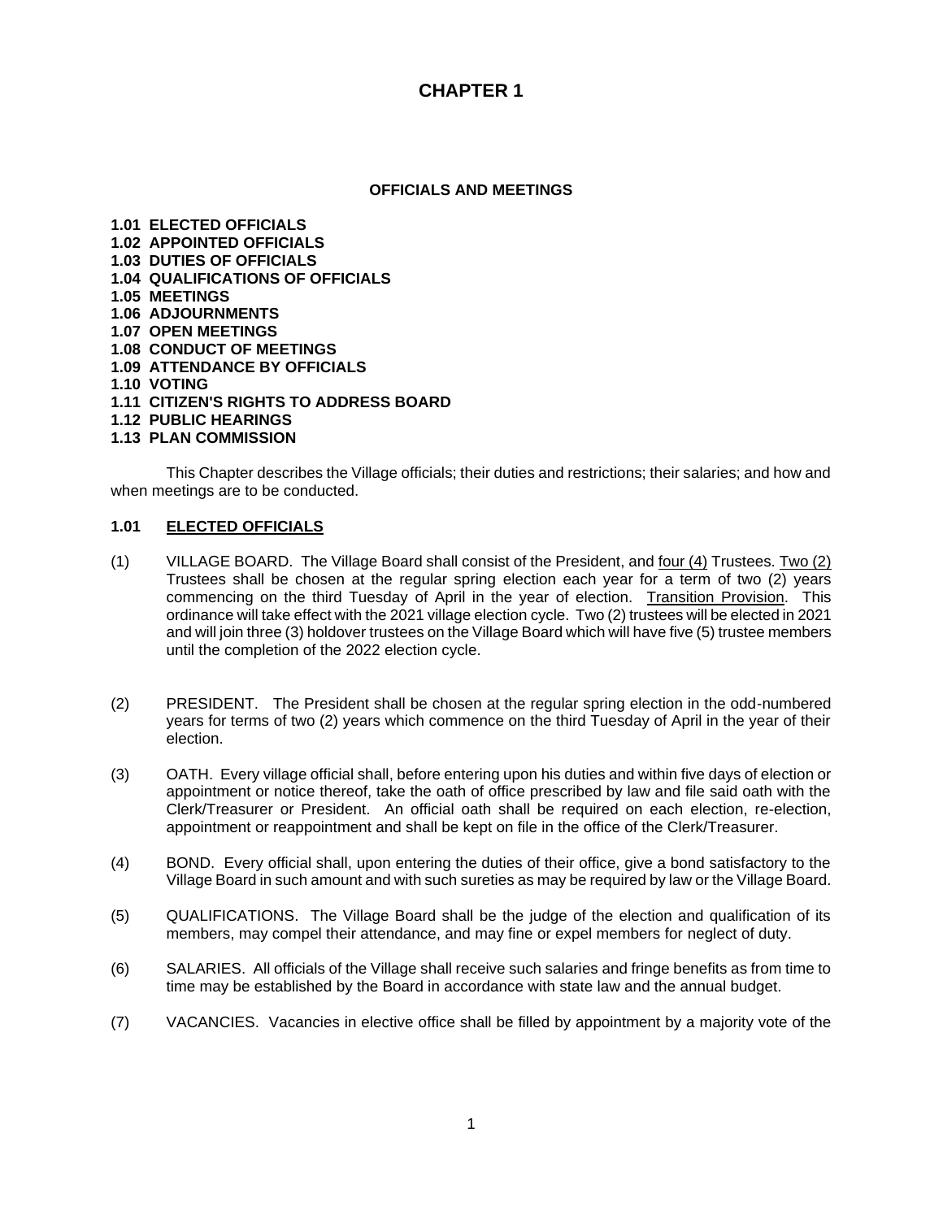# CHAPTER 1

## OFFICIALS AND MEETINGS

**1.01 ELECTED OFFICIALS**
**1.02 APPOINTED OFFICIALS**
**1.03 DUTIES OF OFFICIALS**
**1.04 QUALIFICATIONS OF OFFICIALS**
**1.05 MEETINGS**
**1.06 ADJOURNMENTS**
**1.07 OPEN MEETINGS**
**1.08 CONDUCT OF MEETINGS**
**1.09 ATTENDANCE BY OFFICIALS**
**1.10 VOTING**
**1.11 CITIZEN'S RIGHTS TO ADDRESS BOARD**
**1.12 PUBLIC HEARINGS**
**1.13 PLAN COMMISSION**

This Chapter describes the Village officials; their duties and restrictions; their salaries; and how and when meetings are to be conducted.

### 1.01 ELECTED OFFICIALS

(1) VILLAGE BOARD. The Village Board shall consist of the President, and four (4) Trustees. Two (2) Trustees shall be chosen at the regular spring election each year for a term of two (2) years commencing on the third Tuesday of April in the year of election. Transition Provision. This ordinance will take effect with the 2021 village election cycle. Two (2) trustees will be elected in 2021 and will join three (3) holdover trustees on the Village Board which will have five (5) trustee members until the completion of the 2022 election cycle.

(2) PRESIDENT. The President shall be chosen at the regular spring election in the odd-numbered years for terms of two (2) years which commence on the third Tuesday of April in the year of their election.

(3) OATH. Every village official shall, before entering upon his duties and within five days of election or appointment or notice thereof, take the oath of office prescribed by law and file said oath with the Clerk/Treasurer or President. An official oath shall be required on each election, re-election, appointment or reappointment and shall be kept on file in the office of the Clerk/Treasurer.

(4) BOND. Every official shall, upon entering the duties of their office, give a bond satisfactory to the Village Board in such amount and with such sureties as may be required by law or the Village Board.

(5) QUALIFICATIONS. The Village Board shall be the judge of the election and qualification of its members, may compel their attendance, and may fine or expel members for neglect of duty.

(6) SALARIES. All officials of the Village shall receive such salaries and fringe benefits as from time to time may be established by the Board in accordance with state law and the annual budget.

(7) VACANCIES. Vacancies in elective office shall be filled by appointment by a majority vote of the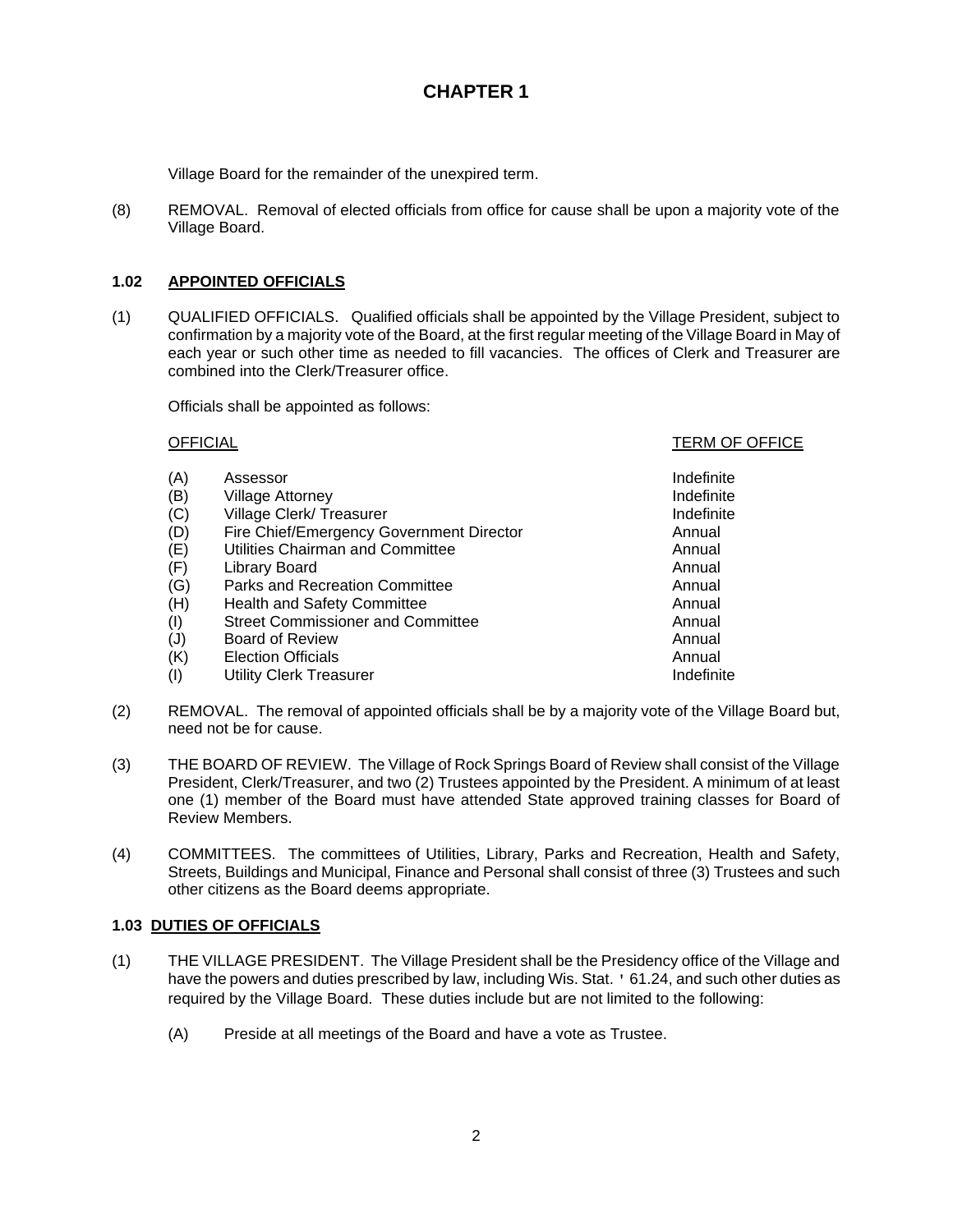# CHAPTER 1

Village Board for the remainder of the unexpired term.

(8) REMOVAL. Removal of elected officials from office for cause shall be upon a majority vote of the Village Board.

### 1.02 APPOINTED OFFICIALS

(1) QUALIFIED OFFICIALS. Qualified officials shall be appointed by the Village President, subject to confirmation by a majority vote of the Board, at the first regular meeting of the Village Board in May of each year or such other time as needed to fill vacancies. The offices of Clerk and Treasurer are combined into the Clerk/Treasurer office.

Officials shall be appointed as follows:

| | OFFICIAL | TERM OF OFFICE |
|---|---|---|
| (A) | Assessor | Indefinite |
| (B) | Village Attorney | Indefinite |
| (C) | Village Clerk/ Treasurer | Indefinite |
| (D) | Fire Chief/Emergency Government Director | Annual |
| (E) | Utilities Chairman and Committee | Annual |
| (F) | Library Board | Annual |
| (G) | Parks and Recreation Committee | Annual |
| (H) | Health and Safety Committee | Annual |
| (I) | Street Commissioner and Committee | Annual |
| (J) | Board of Review | Annual |
| (K) | Election Officials | Annual |
| (I) | Utility Clerk Treasurer | Indefinite |

(2) REMOVAL. The removal of appointed officials shall be by a majority vote of the Village Board but, need not be for cause.

(3) THE BOARD OF REVIEW. The Village of Rock Springs Board of Review shall consist of the Village President, Clerk/Treasurer, and two (2) Trustees appointed by the President. A minimum of at least one (1) member of the Board must have attended State approved training classes for Board of Review Members.

(4) COMMITTEES. The committees of Utilities, Library, Parks and Recreation, Health and Safety, Streets, Buildings and Municipal, Finance and Personal shall consist of three (3) Trustees and such other citizens as the Board deems appropriate.

### 1.03 DUTIES OF OFFICIALS

(1) THE VILLAGE PRESIDENT. The Village President shall be the Presidency office of the Village and have the powers and duties prescribed by law, including Wis. Stat. ' 61.24, and such other duties as required by the Village Board. These duties include but are not limited to the following:

(A) Preside at all meetings of the Board and have a vote as Trustee.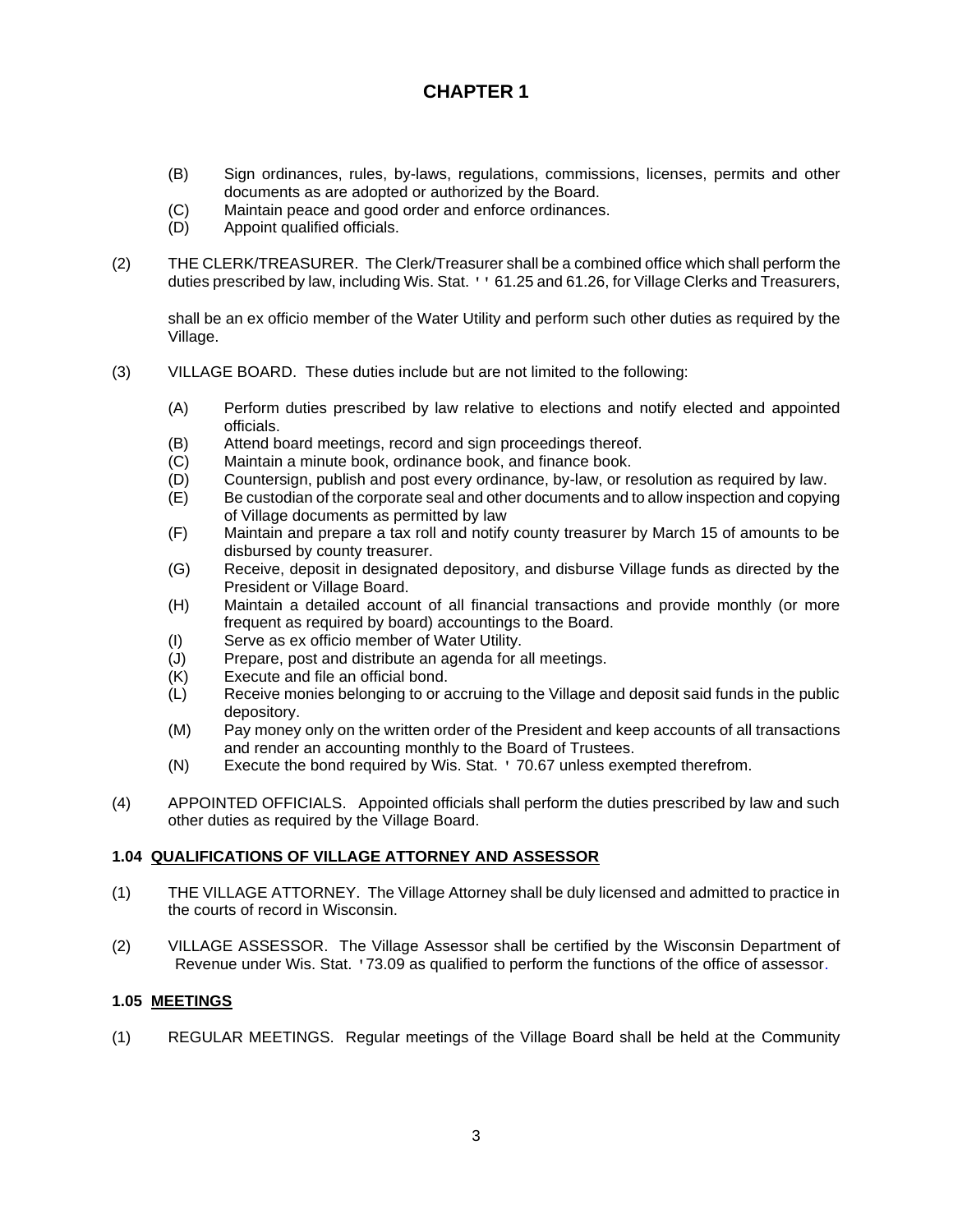# CHAPTER 1

(B) Sign ordinances, rules, by-laws, regulations, commissions, licenses, permits and other documents as are adopted or authorized by the Board.
(C) Maintain peace and good order and enforce ordinances.
(D) Appoint qualified officials.

(2) THE CLERK/TREASURER. The Clerk/Treasurer shall be a combined office which shall perform the duties prescribed by law, including Wis. Stat. '' 61.25 and 61.26, for Village Clerks and Treasurers,

shall be an ex officio member of the Water Utility and perform such other duties as required by the Village.

(3) VILLAGE BOARD. These duties include but are not limited to the following:

(A) Perform duties prescribed by law relative to elections and notify elected and appointed officials.
(B) Attend board meetings, record and sign proceedings thereof.
(C) Maintain a minute book, ordinance book, and finance book.
(D) Countersign, publish and post every ordinance, by-law, or resolution as required by law.
(E) Be custodian of the corporate seal and other documents and to allow inspection and copying of Village documents as permitted by law
(F) Maintain and prepare a tax roll and notify county treasurer by March 15 of amounts to be disbursed by county treasurer.
(G) Receive, deposit in designated depository, and disburse Village funds as directed by the President or Village Board.
(H) Maintain a detailed account of all financial transactions and provide monthly (or more frequent as required by board) accountings to the Board.
(I) Serve as ex officio member of Water Utility.
(J) Prepare, post and distribute an agenda for all meetings.
(K) Execute and file an official bond.
(L) Receive monies belonging to or accruing to the Village and deposit said funds in the public depository.
(M) Pay money only on the written order of the President and keep accounts of all transactions and render an accounting monthly to the Board of Trustees.
(N) Execute the bond required by Wis. Stat. ' 70.67 unless exempted therefrom.

(4) APPOINTED OFFICIALS. Appointed officials shall perform the duties prescribed by law and such other duties as required by the Village Board.

**1.04 QUALIFICATIONS OF VILLAGE ATTORNEY AND ASSESSOR**

(1) THE VILLAGE ATTORNEY. The Village Attorney shall be duly licensed and admitted to practice in the courts of record in Wisconsin.

(2) VILLAGE ASSESSOR. The Village Assessor shall be certified by the Wisconsin Department of Revenue under Wis. Stat. '73.09 as qualified to perform the functions of the office of assessor.

**1.05 MEETINGS**

(1) REGULAR MEETINGS. Regular meetings of the Village Board shall be held at the Community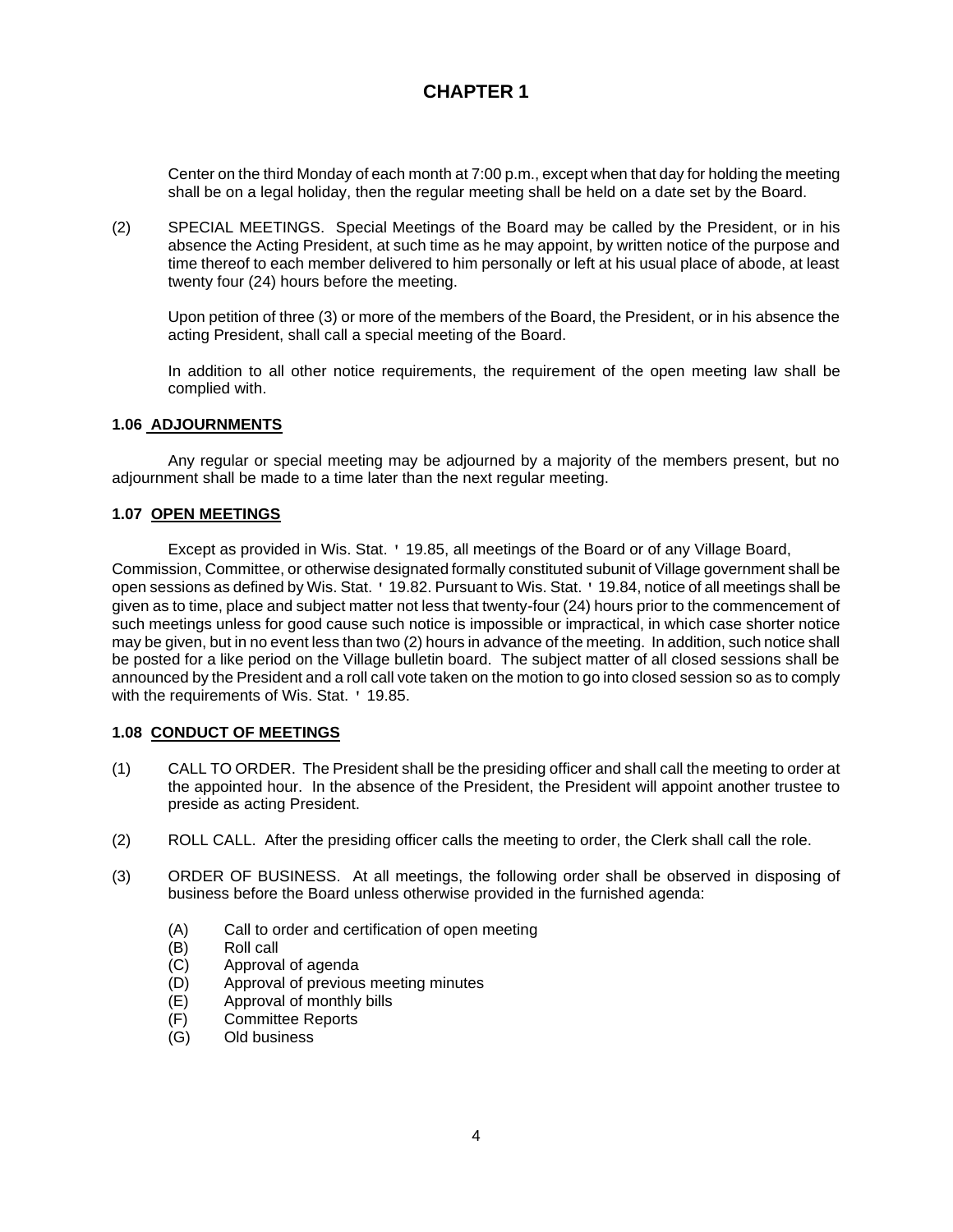# CHAPTER 1

Center on the third Monday of each month at 7:00 p.m., except when that day for holding the meeting shall be on a legal holiday, then the regular meeting shall be held on a date set by the Board.

(2) SPECIAL MEETINGS. Special Meetings of the Board may be called by the President, or in his absence the Acting President, at such time as he may appoint, by written notice of the purpose and time thereof to each member delivered to him personally or left at his usual place of abode, at least twenty four (24) hours before the meeting.

Upon petition of three (3) or more of the members of the Board, the President, or in his absence the acting President, shall call a special meeting of the Board.

In addition to all other notice requirements, the requirement of the open meeting law shall be complied with.

### 1.06 ADJOURNMENTS

Any regular or special meeting may be adjourned by a majority of the members present, but no adjournment shall be made to a time later than the next regular meeting.

### 1.07 OPEN MEETINGS

Except as provided in Wis. Stat. ' 19.85, all meetings of the Board or of any Village Board, Commission, Committee, or otherwise designated formally constituted subunit of Village government shall be open sessions as defined by Wis. Stat. ' 19.82. Pursuant to Wis. Stat. ' 19.84, notice of all meetings shall be given as to time, place and subject matter not less that twenty-four (24) hours prior to the commencement of such meetings unless for good cause such notice is impossible or impractical, in which case shorter notice may be given, but in no event less than two (2) hours in advance of the meeting. In addition, such notice shall be posted for a like period on the Village bulletin board. The subject matter of all closed sessions shall be announced by the President and a roll call vote taken on the motion to go into closed session so as to comply with the requirements of Wis. Stat. ' 19.85.

### 1.08 CONDUCT OF MEETINGS

(1) CALL TO ORDER. The President shall be the presiding officer and shall call the meeting to order at the appointed hour. In the absence of the President, the President will appoint another trustee to preside as acting President.

(2) ROLL CALL. After the presiding officer calls the meeting to order, the Clerk shall call the role.

(3) ORDER OF BUSINESS. At all meetings, the following order shall be observed in disposing of business before the Board unless otherwise provided in the furnished agenda:

(A) Call to order and certification of open meeting
(B) Roll call
(C) Approval of agenda
(D) Approval of previous meeting minutes
(E) Approval of monthly bills
(F) Committee Reports
(G) Old business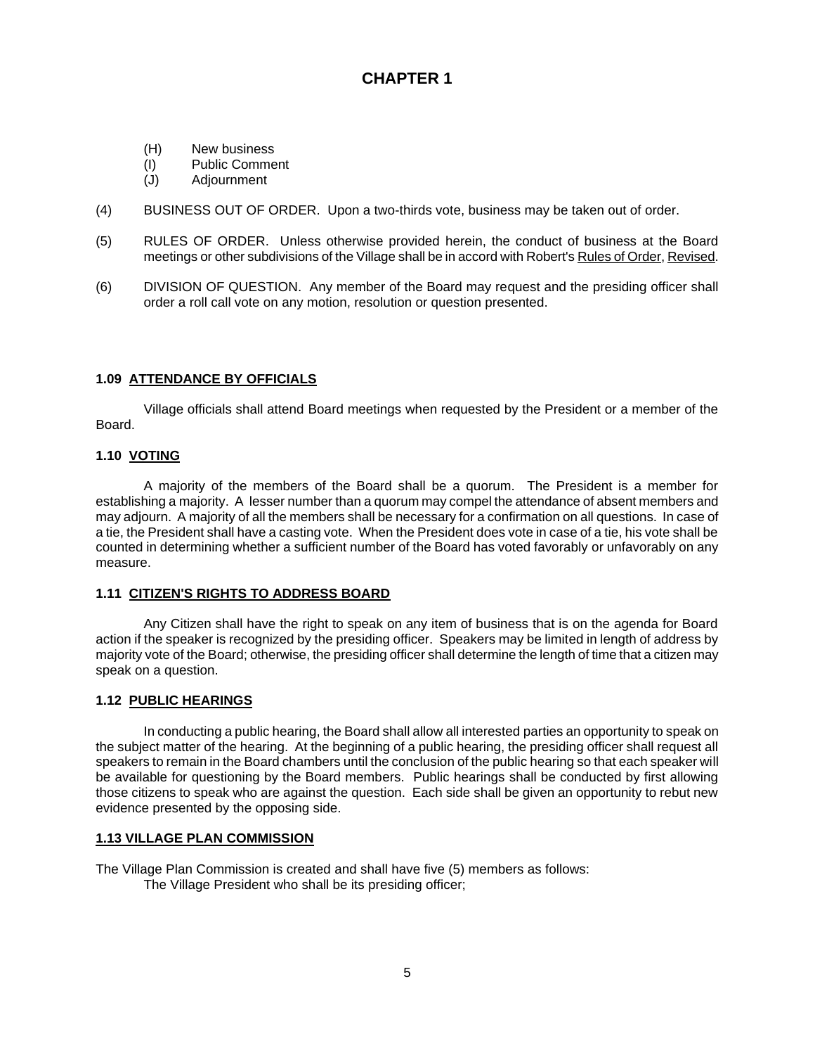# CHAPTER 1

(H) New business
(I) Public Comment
(J) Adjournment

(4) BUSINESS OUT OF ORDER. Upon a two-thirds vote, business may be taken out of order.

(5) RULES OF ORDER. Unless otherwise provided herein, the conduct of business at the Board meetings or other subdivisions of the Village shall be in accord with Robert's Rules of Order, Revised.

(6) DIVISION OF QUESTION. Any member of the Board may request and the presiding officer shall order a roll call vote on any motion, resolution or question presented.

### 1.09 ATTENDANCE BY OFFICIALS

Village officials shall attend Board meetings when requested by the President or a member of the Board.

### 1.10 VOTING

A majority of the members of the Board shall be a quorum. The President is a member for establishing a majority. A lesser number than a quorum may compel the attendance of absent members and may adjourn. A majority of all the members shall be necessary for a confirmation on all questions. In case of a tie, the President shall have a casting vote. When the President does vote in case of a tie, his vote shall be counted in determining whether a sufficient number of the Board has voted favorably or unfavorably on any measure.

### 1.11 CITIZEN'S RIGHTS TO ADDRESS BOARD

Any Citizen shall have the right to speak on any item of business that is on the agenda for Board action if the speaker is recognized by the presiding officer. Speakers may be limited in length of address by majority vote of the Board; otherwise, the presiding officer shall determine the length of time that a citizen may speak on a question.

### 1.12 PUBLIC HEARINGS

In conducting a public hearing, the Board shall allow all interested parties an opportunity to speak on the subject matter of the hearing. At the beginning of a public hearing, the presiding officer shall request all speakers to remain in the Board chambers until the conclusion of the public hearing so that each speaker will be available for questioning by the Board members. Public hearings shall be conducted by first allowing those citizens to speak who are against the question. Each side shall be given an opportunity to rebut new evidence presented by the opposing side.

### 1.13 VILLAGE PLAN COMMISSION

The Village Plan Commission is created and shall have five (5) members as follows:

The Village President who shall be its presiding officer;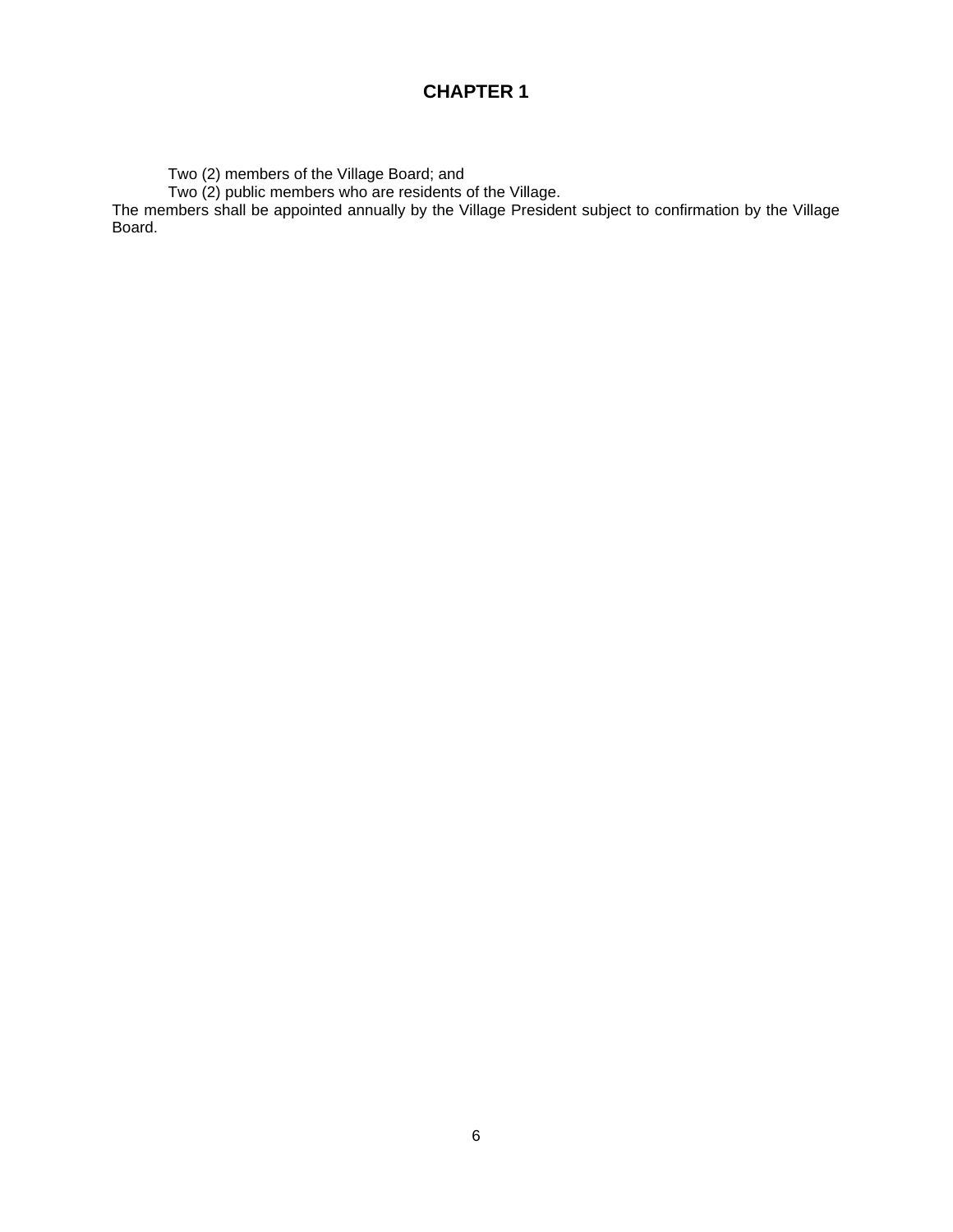# CHAPTER 1

Two (2) members of the Village Board; and

Two (2) public members who are residents of the Village.

The members shall be appointed annually by the Village President subject to confirmation by the Village Board.